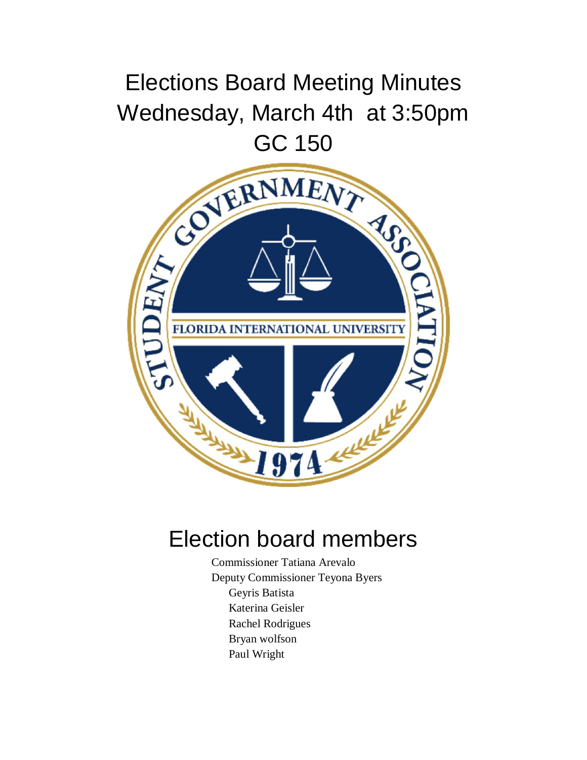# Elections Board Meeting Minutes
# Wednesday, March 4th at 3:50pm
# GC 150

## Election board members

Commissioner Tatiana Arevalo
Deputy Commissioner Teyona Byers
Geyris Batista
Katerina Geisler
Rachel Rodrigues
Bryan wolfson
Paul Wright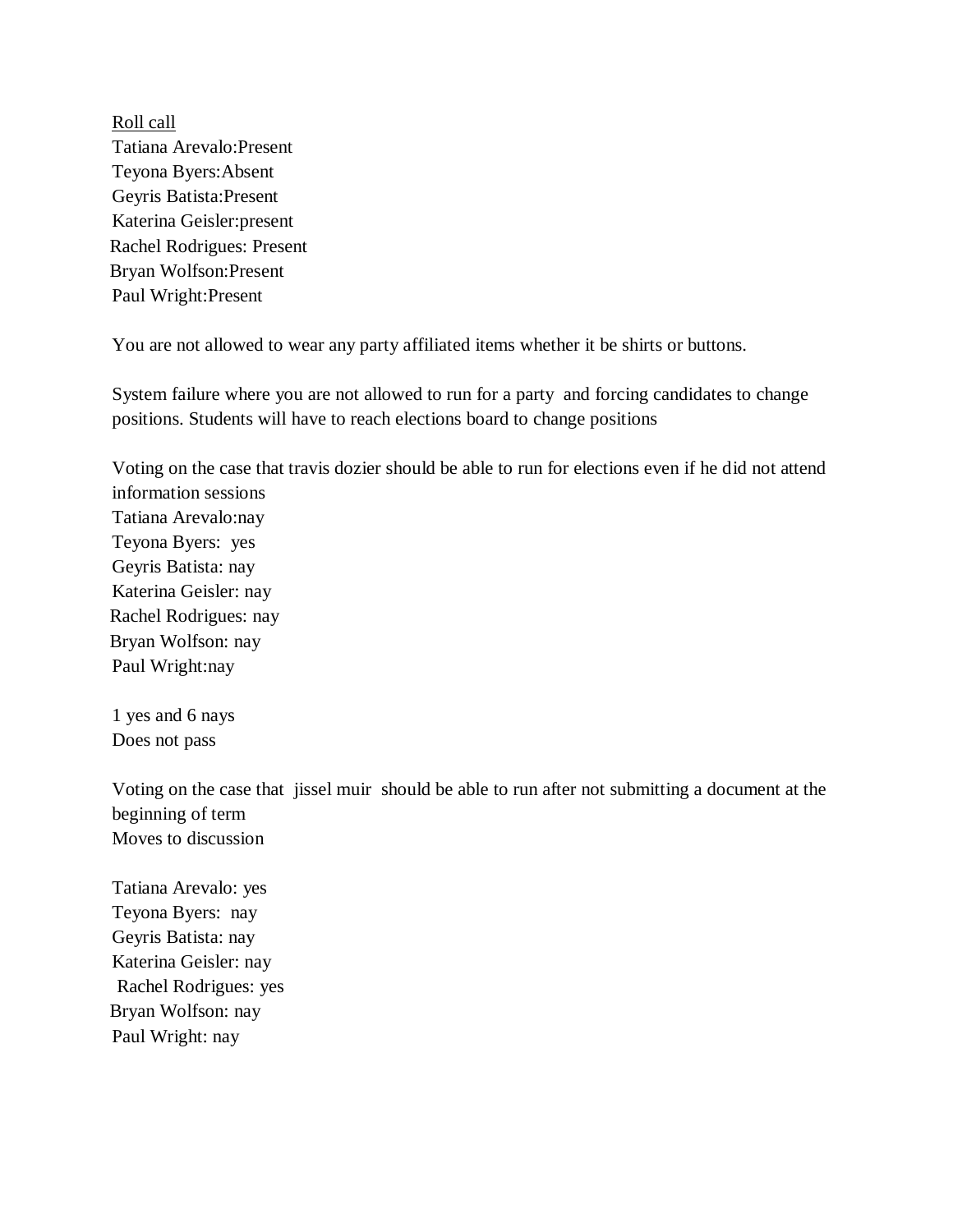<u>Roll call</u>

Tatiana Arevalo:Present
Teyona Byers:Absent
Geyris Batista:Present
Katerina Geisler:present
Rachel Rodrigues: Present
Bryan Wolfson:Present
Paul Wright:Present

You are not allowed to wear any party affiliated items whether it be shirts or buttons.

System failure where you are not allowed to run for a party and forcing candidates to change positions. Students will have to reach elections board to change positions

Voting on the case that travis dozier should be able to run for elections even if he did not attend information sessions
Tatiana Arevalo:nay
Teyona Byers: yes
Geyris Batista: nay
Katerina Geisler: nay
Rachel Rodrigues: nay
Bryan Wolfson: nay
Paul Wright:nay

1 yes and 6 nays
Does not pass

Voting on the case that jissel muir should be able to run after not submitting a document at the beginning of term
Moves to discussion

Tatiana Arevalo: yes
Teyona Byers: nay
Geyris Batista: nay
Katerina Geisler: nay
Rachel Rodrigues: yes
Bryan Wolfson: nay
Paul Wright: nay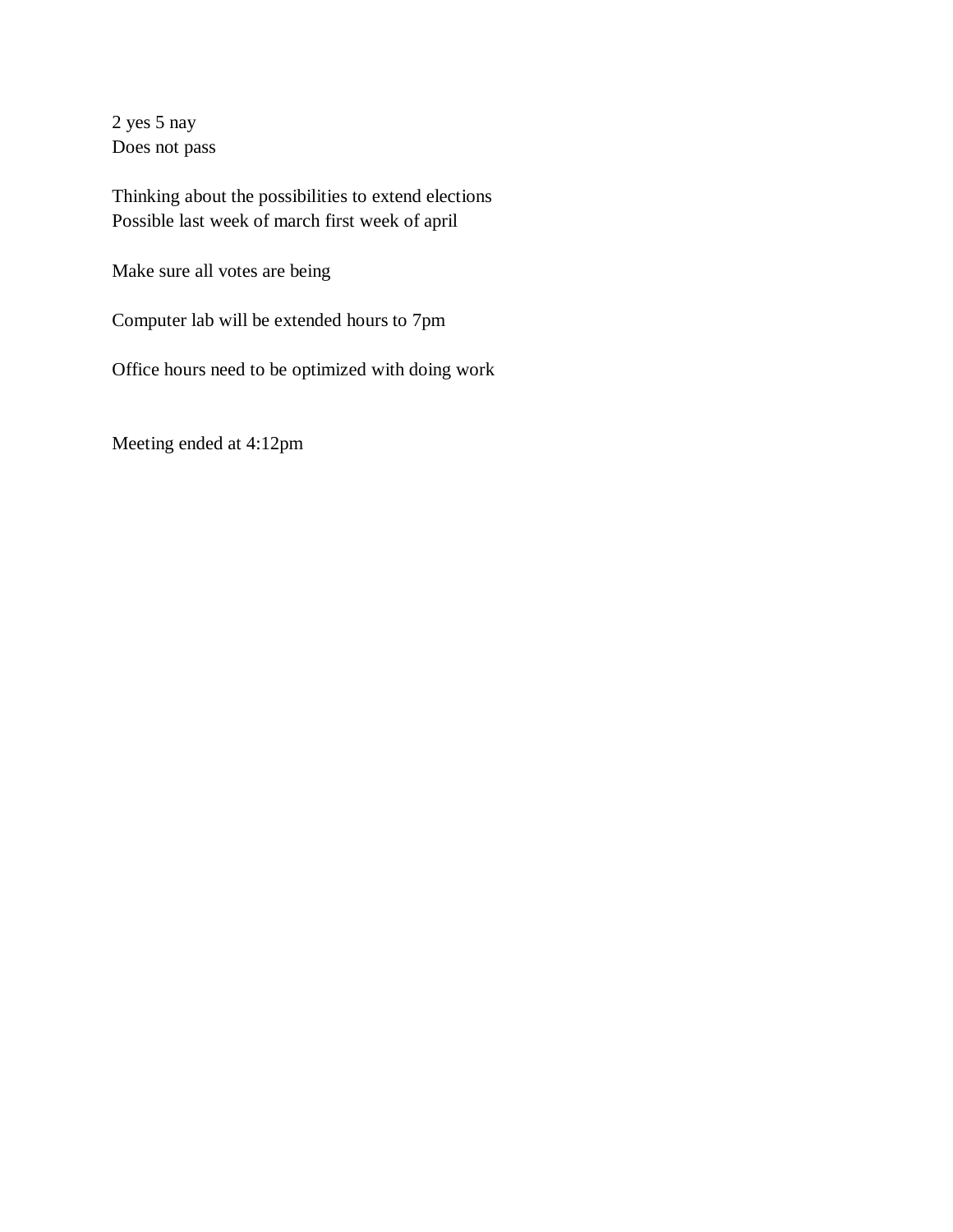2 yes 5 nay
Does not pass

Thinking about the possibilities to extend elections
Possible last week of march first week of april

Make sure all votes are being

Computer lab will be extended hours to 7pm

Office hours need to be optimized with doing work

Meeting ended at 4:12pm